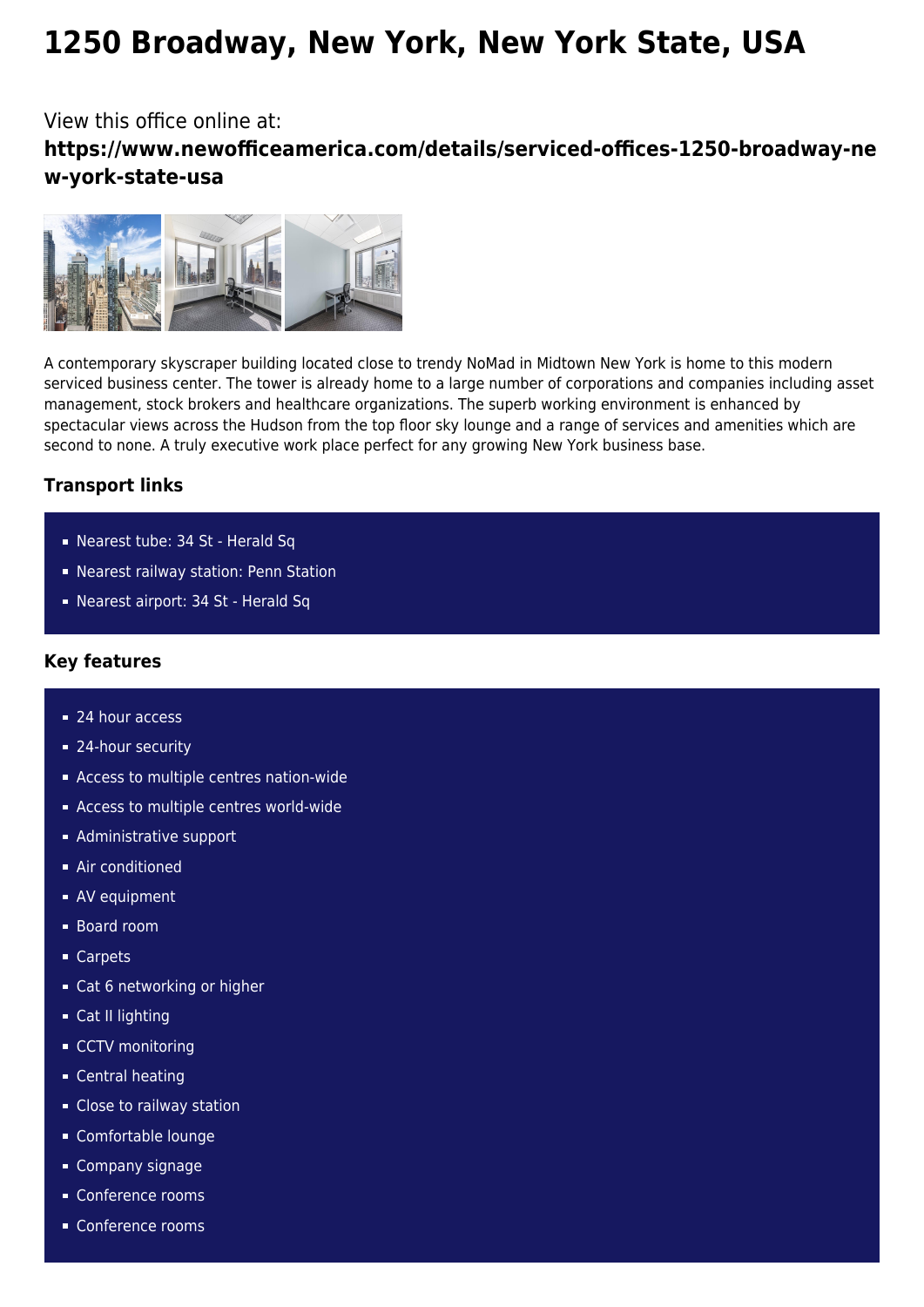# 1250 Broadway, New York, New York State, USA

View this office online at:

**https://www.newofficeamerica.com/details/serviced-offices-1250-broadway-new-york-state-usa**

A contemporary skyscraper building located close to trendy NoMad in Midtown New York is home to this modern serviced business center. The tower is already home to a large number of corporations and companies including asset management, stock brokers and healthcare organizations. The superb working environment is enhanced by spectacular views across the Hudson from the top floor sky lounge and a range of services and amenities which are second to none. A truly executive work place perfect for any growing New York business base.

### Transport links

- Nearest tube: 34 St - Herald Sq
- Nearest railway station: Penn Station
- Nearest airport: 34 St - Herald Sq

### Key features

- 24 hour access
- 24-hour security
- Access to multiple centres nation-wide
- Access to multiple centres world-wide
- Administrative support
- Air conditioned
- AV equipment
- Board room
- Carpets
- Cat 6 networking or higher
- Cat II lighting
- CCTV monitoring
- Central heating
- Close to railway station
- Comfortable lounge
- Company signage
- Conference rooms
- Conference rooms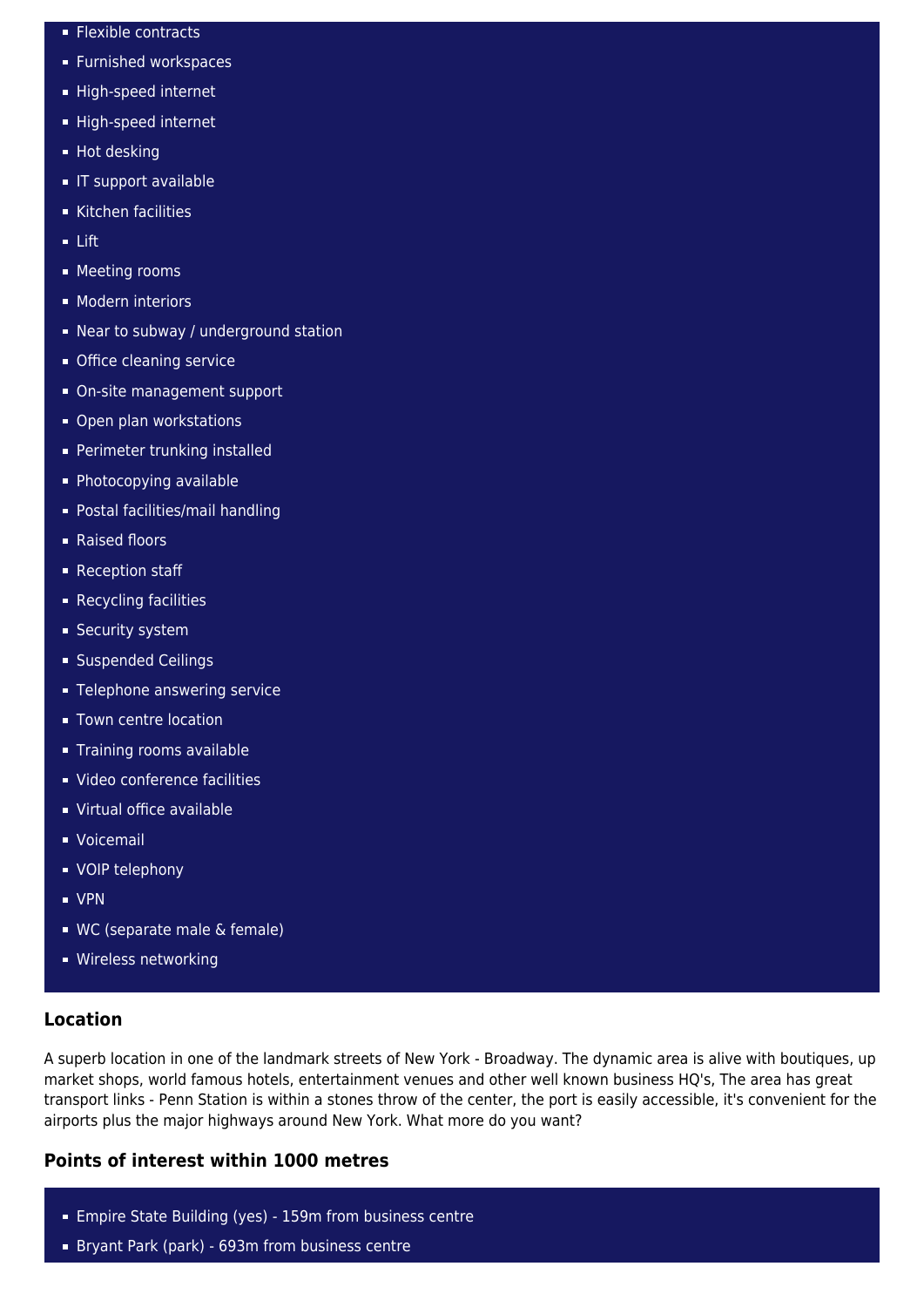- Flexible contracts
- Furnished workspaces
- High-speed internet
- High-speed internet
- Hot desking
- IT support available
- Kitchen facilities
- Lift
- Meeting rooms
- Modern interiors
- Near to subway / underground station
- Office cleaning service
- On-site management support
- Open plan workstations
- Perimeter trunking installed
- Photocopying available
- Postal facilities/mail handling
- Raised floors
- Reception staff
- Recycling facilities
- Security system
- Suspended Ceilings
- Telephone answering service
- Town centre location
- Training rooms available
- Video conference facilities
- Virtual office available
- Voicemail
- VOIP telephony
- VPN
- WC (separate male & female)
- Wireless networking

### Location

A superb location in one of the landmark streets of New York - Broadway. The dynamic area is alive with boutiques, up market shops, world famous hotels, entertainment venues and other well known business HQ's, The area has great transport links - Penn Station is within a stones throw of the center, the port is easily accessible, it's convenient for the airports plus the major highways around New York. What more do you want?

### Points of interest within 1000 metres

- Empire State Building (yes) - 159m from business centre
- Bryant Park (park) - 693m from business centre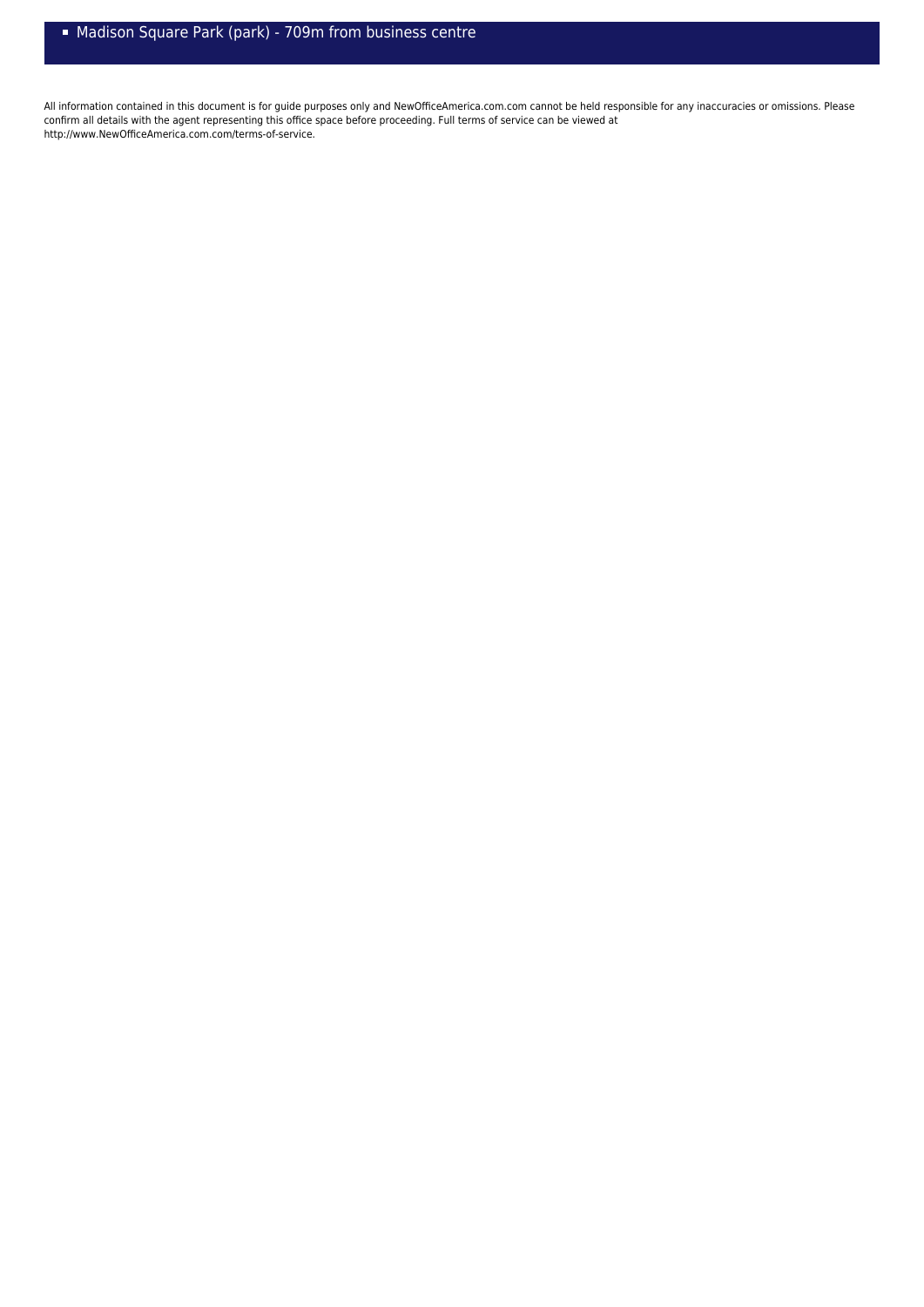- Madison Square Park (park) - 709m from business centre

All information contained in this document is for guide purposes only and NewOfficeAmerica.com.com cannot be held responsible for any inaccuracies or omissions. Please confirm all details with the agent representing this office space before proceeding. Full terms of service can be viewed at http://www.NewOfficeAmerica.com.com/terms-of-service.